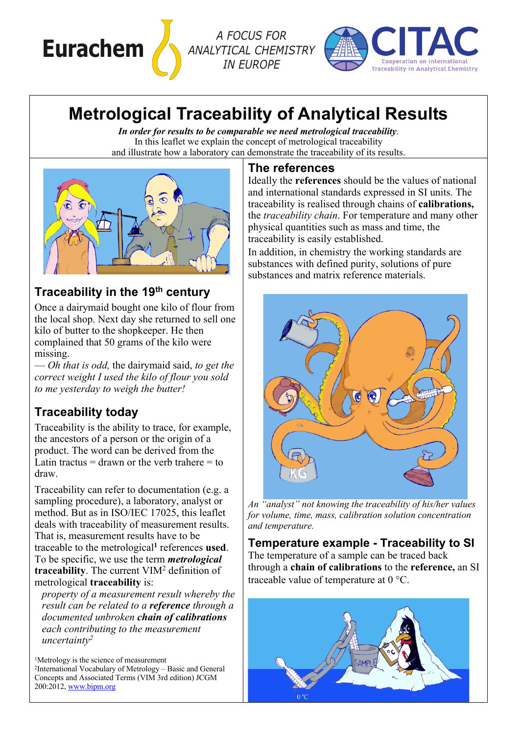Eurachem

A FOCUS FOR ANALYTICAL CHEMISTRY IN EUROPE

CITAC — Cooperation on International Traceability in Analytical Chemistry

# Metrological Traceability of Analytical Results

***In order for results to be comparable we need metrological traceability*.**
In this leaflet we explain the concept of metrological traceability
and illustrate how a laboratory can demonstrate the traceability of its results.

## Traceability in the 19th century

Once a dairymaid bought one kilo of flour from the local shop. Next day she returned to sell one kilo of butter to the shopkeeper. He then complained that 50 grams of the kilo were missing.

— *Oh that is odd,* the dairymaid said, *to get the correct weight I used the kilo of flour you sold to me yesterday to weigh the butter!*

## Traceability today

Traceability is the ability to trace, for example, the ancestors of a person or the origin of a product. The word can be derived from the Latin tractus = drawn or the verb trahere = to draw.

Traceability can refer to documentation (e.g. a sampling procedure), a laboratory, analyst or method. But as in ISO/IEC 17025, this leaflet deals with traceability of measurement results. That is, measurement results have to be traceable to the metrological[1] references **used**. To be specific, we use the term ***metrological* traceability**. The current VIM[2] definition of metrological **traceability** is:

> *property of a measurement result whereby the result can be related to a **reference** through a documented unbroken **chain of calibrations** each contributing to the measurement uncertainty[2]*

[1]Metrology is the science of measurement
[2]International Vocabulary of Metrology – Basic and General Concepts and Associated Terms (VIM 3rd edition) JCGM 200:2012, www.bipm.org

## The references

Ideally the **references** should be the values of national and international standards expressed in SI units. The traceability is realised through chains of **calibrations,** the *traceability chain*. For temperature and many other physical quantities such as mass and time, the traceability is easily established.

In addition, in chemistry the working standards are substances with defined purity, solutions of pure substances and matrix reference materials.

*An "analyst" not knowing the traceability of his/her values for volume, time, mass, calibration solution concentration and temperature.*

## Temperature example - Traceability to SI

The temperature of a sample can be traced back through a **chain of calibrations** to the **reference,** an SI traceable value of temperature at 0 °C.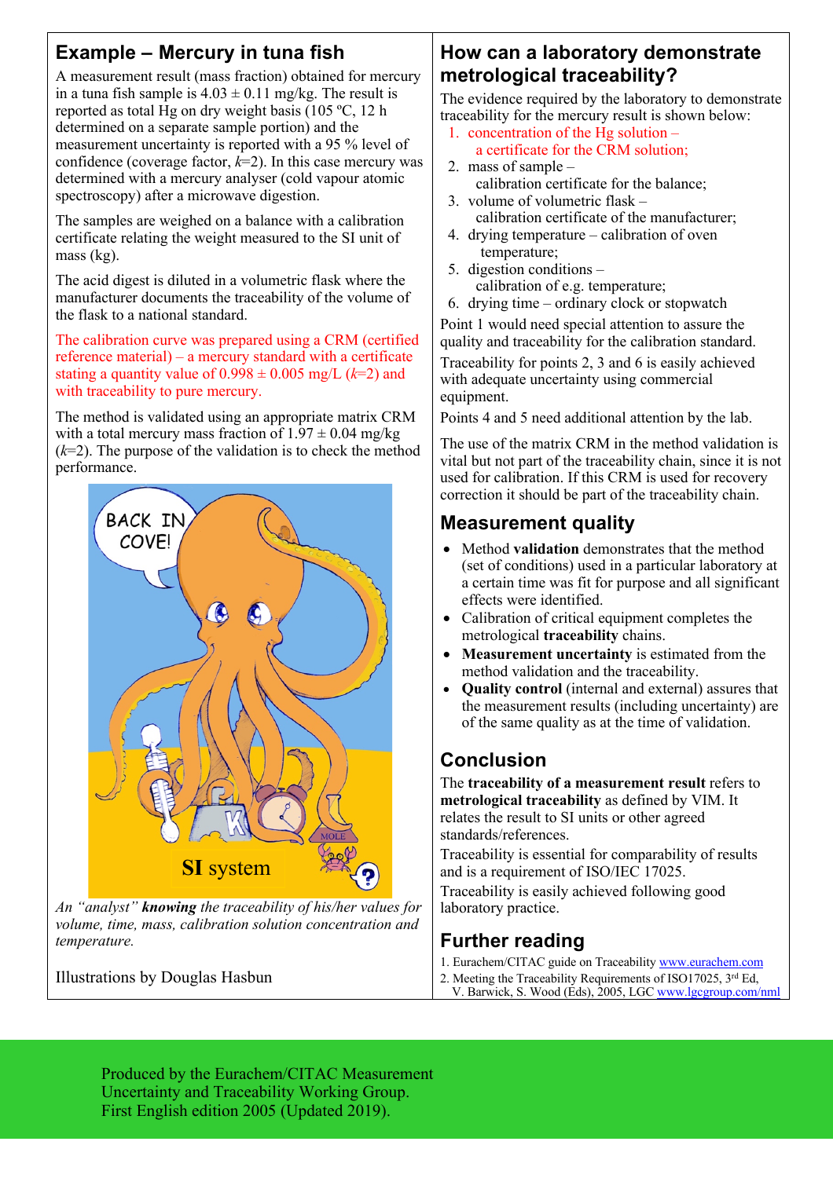## Example – Mercury in tuna fish

A measurement result (mass fraction) obtained for mercury in a tuna fish sample is 4.03 ± 0.11 mg/kg. The result is reported as total Hg on dry weight basis (105 ºC, 12 h determined on a separate sample portion) and the measurement uncertainty is reported with a 95 % level of confidence (coverage factor, $k$=2). In this case mercury was determined with a mercury analyser (cold vapour atomic spectroscopy) after a microwave digestion.

The samples are weighed on a balance with a calibration certificate relating the weight measured to the SI unit of mass (kg).

The acid digest is diluted in a volumetric flask where the manufacturer documents the traceability of the volume of the flask to a national standard.

The calibration curve was prepared using a CRM (certified reference material) – a mercury standard with a certificate stating a quantity value of 0.998 ± 0.005 mg/L ($k$=2) and with traceability to pure mercury.

The method is validated using an appropriate matrix CRM with a total mercury mass fraction of 1.97 ± 0.04 mg/kg ($k$=2). The purpose of the validation is to check the method performance.

*An "analyst" **knowing** the traceability of his/her values for volume, time, mass, calibration solution concentration and temperature.*

Illustrations by Douglas Hasbun

## How can a laboratory demonstrate metrological traceability?

The evidence required by the laboratory to demonstrate traceability for the mercury result is shown below:

1. concentration of the Hg solution – a certificate for the CRM solution;
2. mass of sample – calibration certificate for the balance;
3. volume of volumetric flask – calibration certificate of the manufacturer;
4. drying temperature – calibration of oven temperature;
5. digestion conditions – calibration of e.g. temperature;
6. drying time – ordinary clock or stopwatch

Point 1 would need special attention to assure the quality and traceability for the calibration standard.

Traceability for points 2, 3 and 6 is easily achieved with adequate uncertainty using commercial equipment.

Points 4 and 5 need additional attention by the lab.

The use of the matrix CRM in the method validation is vital but not part of the traceability chain, since it is not used for calibration. If this CRM is used for recovery correction it should be part of the traceability chain.

## Measurement quality

- Method **validation** demonstrates that the method (set of conditions) used in a particular laboratory at a certain time was fit for purpose and all significant effects were identified.
- Calibration of critical equipment completes the metrological **traceability** chains.
- **Measurement uncertainty** is estimated from the method validation and the traceability.
- **Quality control** (internal and external) assures that the measurement results (including uncertainty) are of the same quality as at the time of validation.

## Conclusion

The **traceability of a measurement result** refers to **metrological traceability** as defined by VIM. It relates the result to SI units or other agreed standards/references.

Traceability is essential for comparability of results and is a requirement of ISO/IEC 17025.

Traceability is easily achieved following good laboratory practice.

## Further reading

1. Eurachem/CITAC guide on Traceability www.eurachem.com
2. Meeting the Traceability Requirements of ISO17025, 3rd Ed, V. Barwick, S. Wood (Eds), 2005, LGC www.lgcgroup.com/nml

Produced by the Eurachem/CITAC Measurement Uncertainty and Traceability Working Group.
First English edition 2005 (Updated 2019).